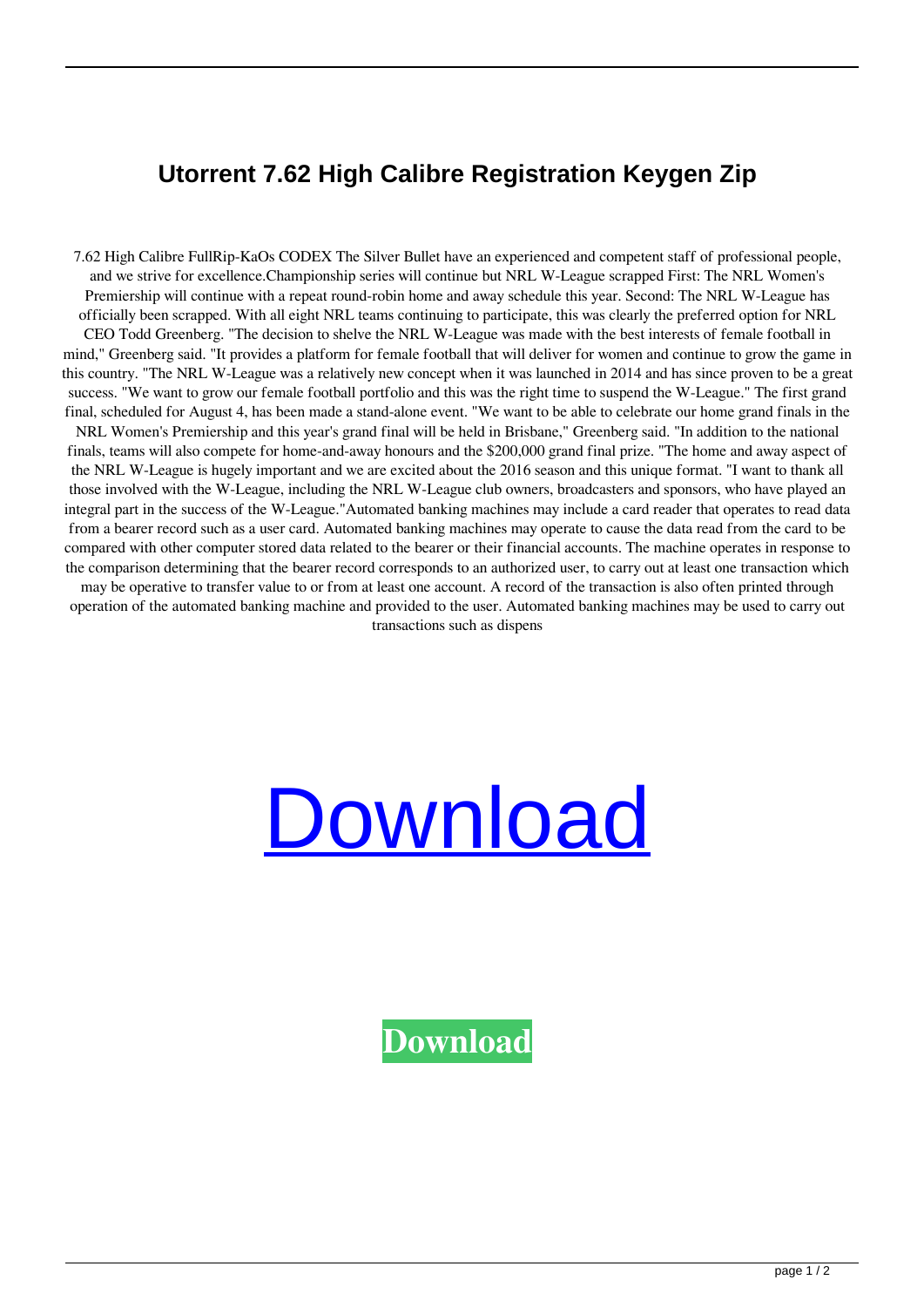# Utorrent 7.62 High Calibre Registration Keygen Zip

7.62 High Calibre FullRip-KaOs CODEX The Silver Bullet have an experienced and competent staff of professional people, and we strive for excellence.Championship series will continue but NRL W-League scrapped First: The NRL Women's Premiership will continue with a repeat round-robin home and away schedule this year. Second: The NRL W-League has officially been scrapped. With all eight NRL teams continuing to participate, this was clearly the preferred option for NRL CEO Todd Greenberg. "The decision to shelve the NRL W-League was made with the best interests of female football in mind," Greenberg said. "It provides a platform for female football that will deliver for women and continue to grow the game in this country. "The NRL W-League was a relatively new concept when it was launched in 2014 and has since proven to be a great success. "We want to grow our female football portfolio and this was the right time to suspend the W-League." The first grand final, scheduled for August 4, has been made a stand-alone event. "We want to be able to celebrate our home grand finals in the NRL Women's Premiership and this year's grand final will be held in Brisbane," Greenberg said. "In addition to the national finals, teams will also compete for home-and-away honours and the $200,000 grand final prize. "The home and away aspect of the NRL W-League is hugely important and we are excited about the 2016 season and this unique format. "I want to thank all those involved with the W-League, including the NRL W-League club owners, broadcasters and sponsors, who have played an integral part in the success of the W-League."Automated banking machines may include a card reader that operates to read data from a bearer record such as a user card. Automated banking machines may operate to cause the data read from the card to be compared with other computer stored data related to the bearer or their financial accounts. The machine operates in response to the comparison determining that the bearer record corresponds to an authorized user, to carry out at least one transaction which may be operative to transfer value to or from at least one account. A record of the transaction is also often printed through operation of the automated banking machine and provided to the user. Automated banking machines may be used to carry out transactions such as dispens

Download

**Download**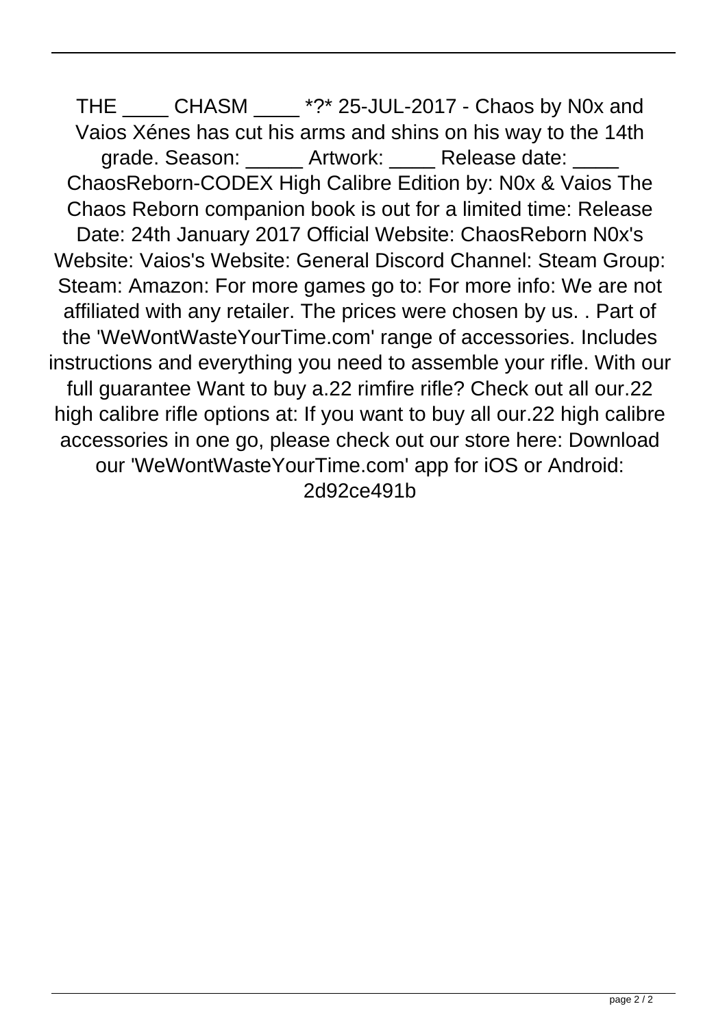THE ____ CHASM ____ *?* 25-JUL-2017 - Chaos by N0x and Vaios Xénes has cut his arms and shins on his way to the 14th grade. Season: _____ Artwork: ____ Release date: ____ ChaosReborn-CODEX High Calibre Edition by: N0x & Vaios The Chaos Reborn companion book is out for a limited time: Release Date: 24th January 2017 Official Website: ChaosReborn N0x's Website: Vaios's Website: General Discord Channel: Steam Group: Steam: Amazon: For more games go to: For more info: We are not affiliated with any retailer. The prices were chosen by us. . Part of the 'WeWontWasteYourTime.com' range of accessories. Includes instructions and everything you need to assemble your rifle. With our full guarantee Want to buy a.22 rimfire rifle? Check out all our.22 high calibre rifle options at: If you want to buy all our.22 high calibre accessories in one go, please check out our store here: Download our 'WeWontWasteYourTime.com' app for iOS or Android: 2d92ce491b